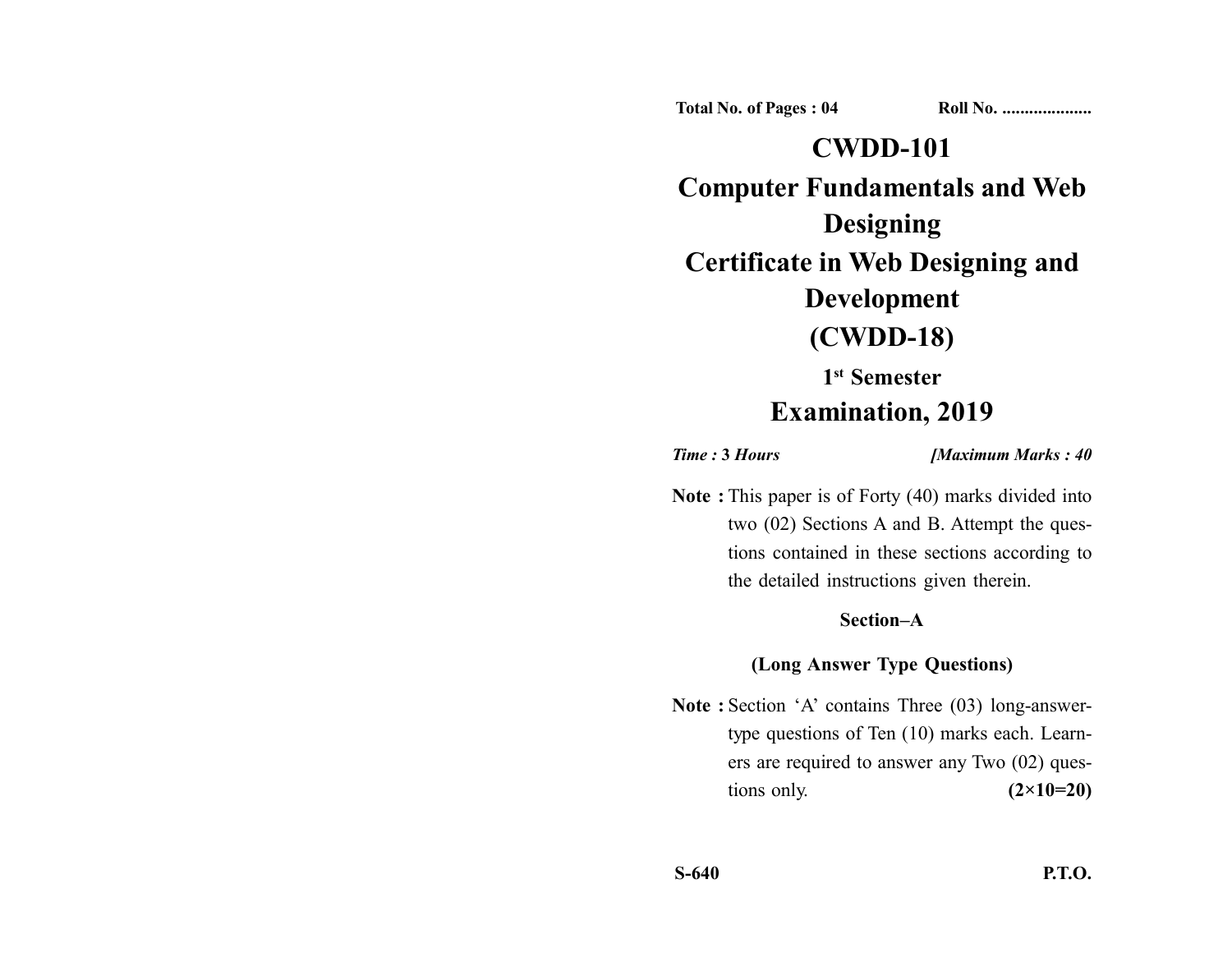Total No. of Pages : 04 Roll No. ...................

# CWDD-101

# Computer Fundamentals and Web Designing

# Certificate in Web Designing and Development

# (CWDD-18)

## 1st Semester

## Examination, 2019

*Time :* **3** *Hours* *[Maximum Marks : 40*

**Note :** This paper is of Forty (40) marks divided into two (02) Sections A and B. Attempt the questions contained in these sections according to the detailed instructions given therein.

### Section–A

### (Long Answer Type Questions)

**Note :** Section 'A' contains Three (03) long-answer-type questions of Ten (10) marks each. Learners are required to answer any Two (02) questions only. **(2×10=20)**

S-640 P.T.O.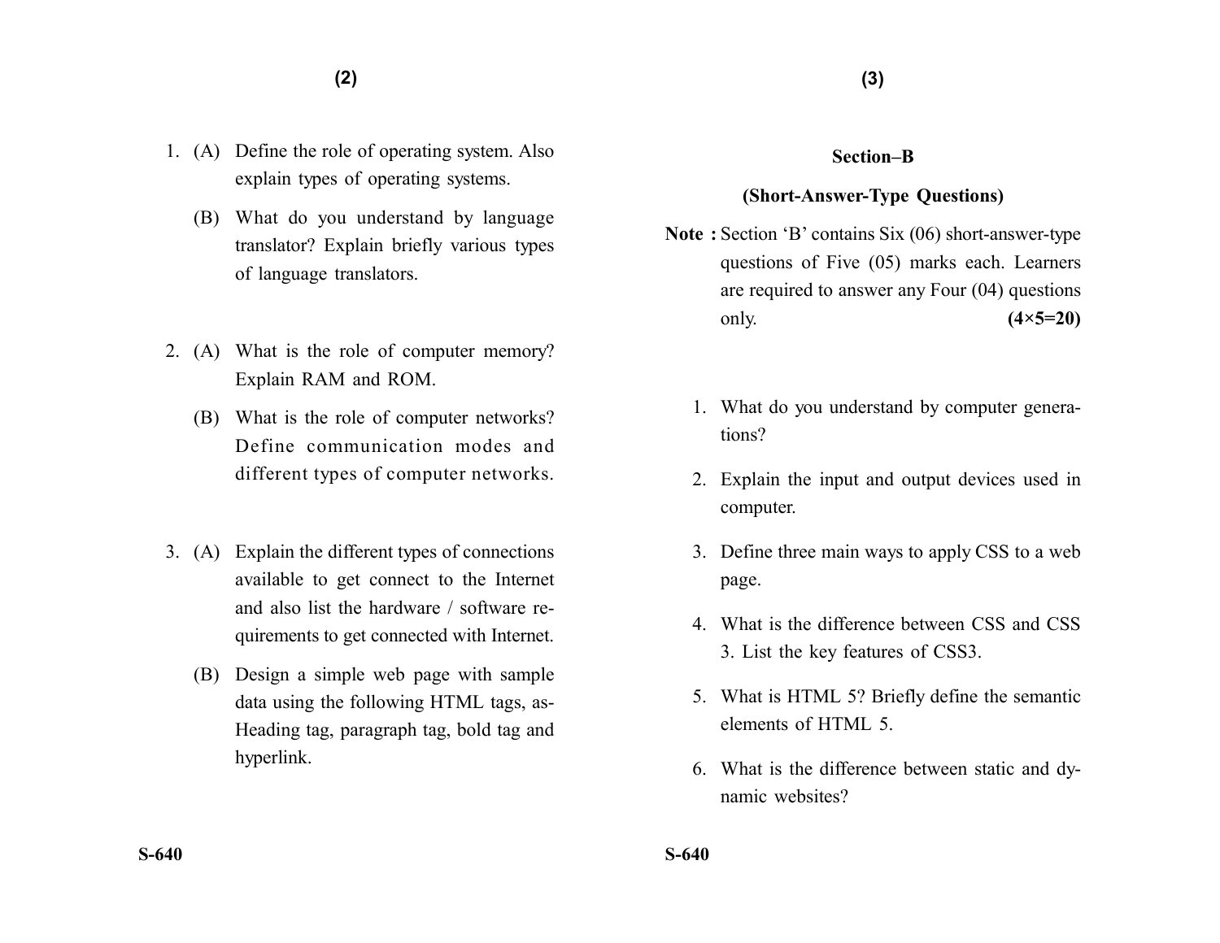1. (A) Define the role of operating system. Also explain types of operating systems.

   (B) What do you understand by language translator? Explain briefly various types of language translators.

2. (A) What is the role of computer memory? Explain RAM and ROM.

   (B) What is the role of computer networks? Define communication modes and different types of computer networks.

3. (A) Explain the different types of connections available to get connect to the Internet and also list the hardware / software requirements to get connected with Internet.

   (B) Design a simple web page with sample data using the following HTML tags, as- Heading tag, paragraph tag, bold tag and hyperlink.

## Section–B

### (Short-Answer-Type Questions)

**Note :** Section 'B' contains Six (06) short-answer-type questions of Five (05) marks each. Learners are required to answer any Four (04) questions only. **(4×5=20)**

1. What do you understand by computer generations?

2. Explain the input and output devices used in computer.

3. Define three main ways to apply CSS to a web page.

4. What is the difference between CSS and CSS 3. List the key features of CSS3.

5. What is HTML 5? Briefly define the semantic elements of HTML 5.

6. What is the difference between static and dynamic websites?